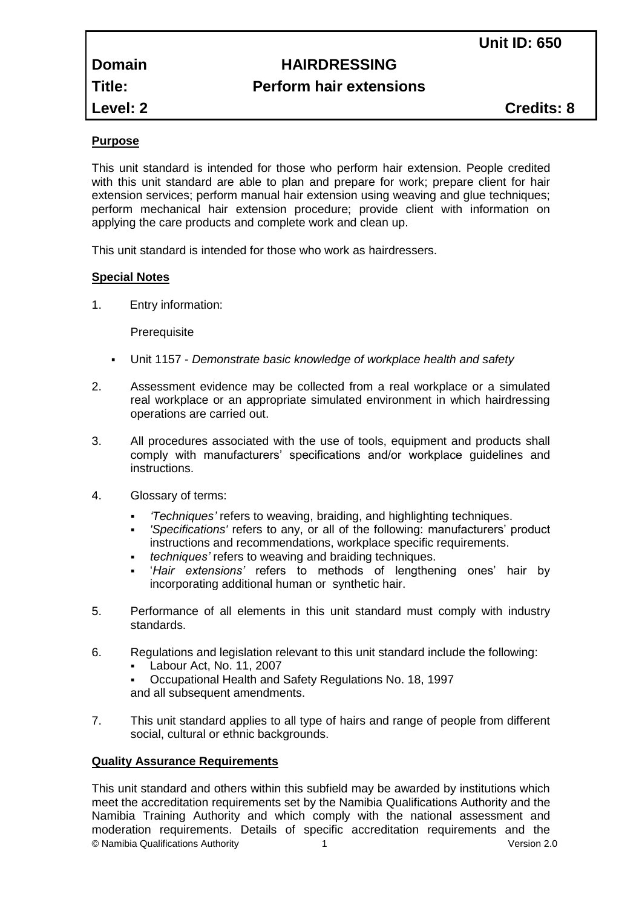**Unit ID: 650**

| | | |
|---|---|---|
| **Domain** | **HAIRDRESSING** | |
| **Title:** | **Perform hair extensions** | |
| **Level: 2** | | **Credits: 8** |

**Purpose**

This unit standard is intended for those who perform hair extension. People credited with this unit standard are able to plan and prepare for work; prepare client for hair extension services; perform manual hair extension using weaving and glue techniques; perform mechanical hair extension procedure; provide client with information on applying the care products and complete work and clean up.

This unit standard is intended for those who work as hairdressers.

**Special Notes**

1. Entry information:

   Prerequisite

   - Unit 1157 - *Demonstrate basic knowledge of workplace health and safety*

2. Assessment evidence may be collected from a real workplace or a simulated real workplace or an appropriate simulated environment in which hairdressing operations are carried out.

3. All procedures associated with the use of tools, equipment and products shall comply with manufacturers' specifications and/or workplace guidelines and instructions.

4. Glossary of terms:

   - *'Techniques'* refers to weaving, braiding, and highlighting techniques.
   - *'Specifications'* refers to any, or all of the following: manufacturers' product instructions and recommendations, workplace specific requirements.
   - *techniques'* refers to weaving and braiding techniques.
   - '*Hair extensions'* refers to methods of lengthening ones' hair by incorporating additional human or synthetic hair.

5. Performance of all elements in this unit standard must comply with industry standards.

6. Regulations and legislation relevant to this unit standard include the following:
   - Labour Act, No. 11, 2007
   - Occupational Health and Safety Regulations No. 18, 1997

   and all subsequent amendments.

7. This unit standard applies to all type of hairs and range of people from different social, cultural or ethnic backgrounds.

**Quality Assurance Requirements**

This unit standard and others within this subfield may be awarded by institutions which meet the accreditation requirements set by the Namibia Qualifications Authority and the Namibia Training Authority and which comply with the national assessment and moderation requirements. Details of specific accreditation requirements and the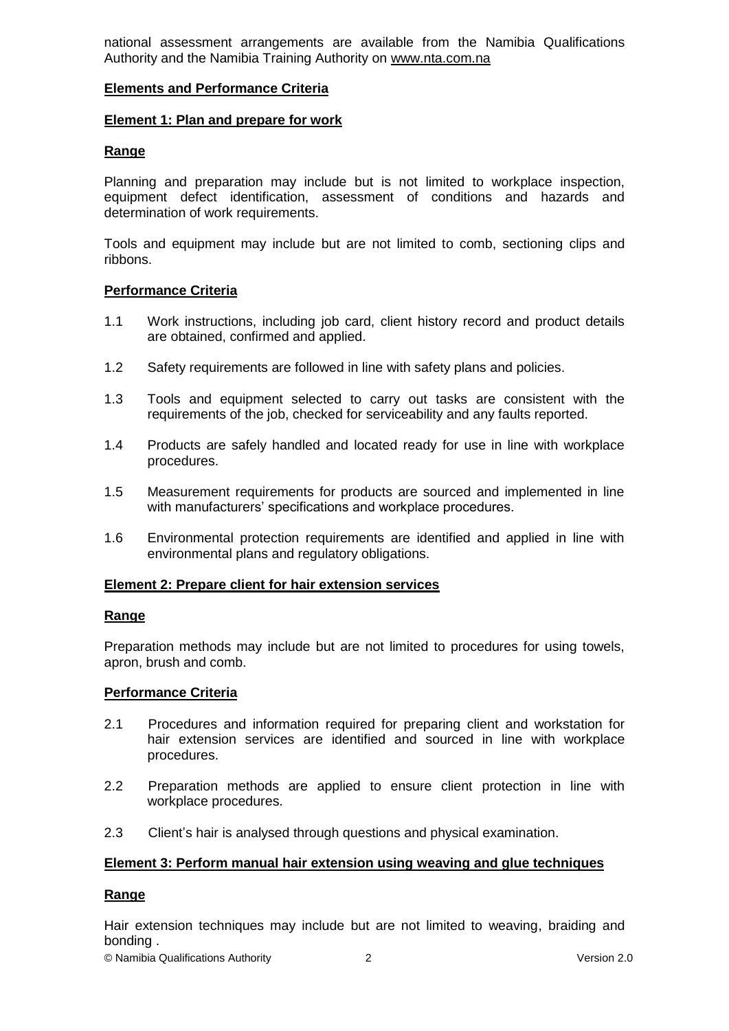national assessment arrangements are available from the Namibia Qualifications Authority and the Namibia Training Authority on www.nta.com.na

**Elements and Performance Criteria**

**Element 1: Plan and prepare for work**

**Range**

Planning and preparation may include but is not limited to workplace inspection, equipment defect identification, assessment of conditions and hazards and determination of work requirements.

Tools and equipment may include but are not limited to comb, sectioning clips and ribbons.

**Performance Criteria**

1.1 Work instructions, including job card, client history record and product details are obtained, confirmed and applied.

1.2 Safety requirements are followed in line with safety plans and policies.

1.3 Tools and equipment selected to carry out tasks are consistent with the requirements of the job, checked for serviceability and any faults reported.

1.4 Products are safely handled and located ready for use in line with workplace procedures.

1.5 Measurement requirements for products are sourced and implemented in line with manufacturers' specifications and workplace procedures.

1.6 Environmental protection requirements are identified and applied in line with environmental plans and regulatory obligations.

**Element 2: Prepare client for hair extension services**

**Range**

Preparation methods may include but are not limited to procedures for using towels, apron, brush and comb.

**Performance Criteria**

2.1 Procedures and information required for preparing client and workstation for hair extension services are identified and sourced in line with workplace procedures.

2.2 Preparation methods are applied to ensure client protection in line with workplace procedures.

2.3 Client's hair is analysed through questions and physical examination.

**Element 3: Perform manual hair extension using weaving and glue techniques**

**Range**

Hair extension techniques may include but are not limited to weaving, braiding and bonding .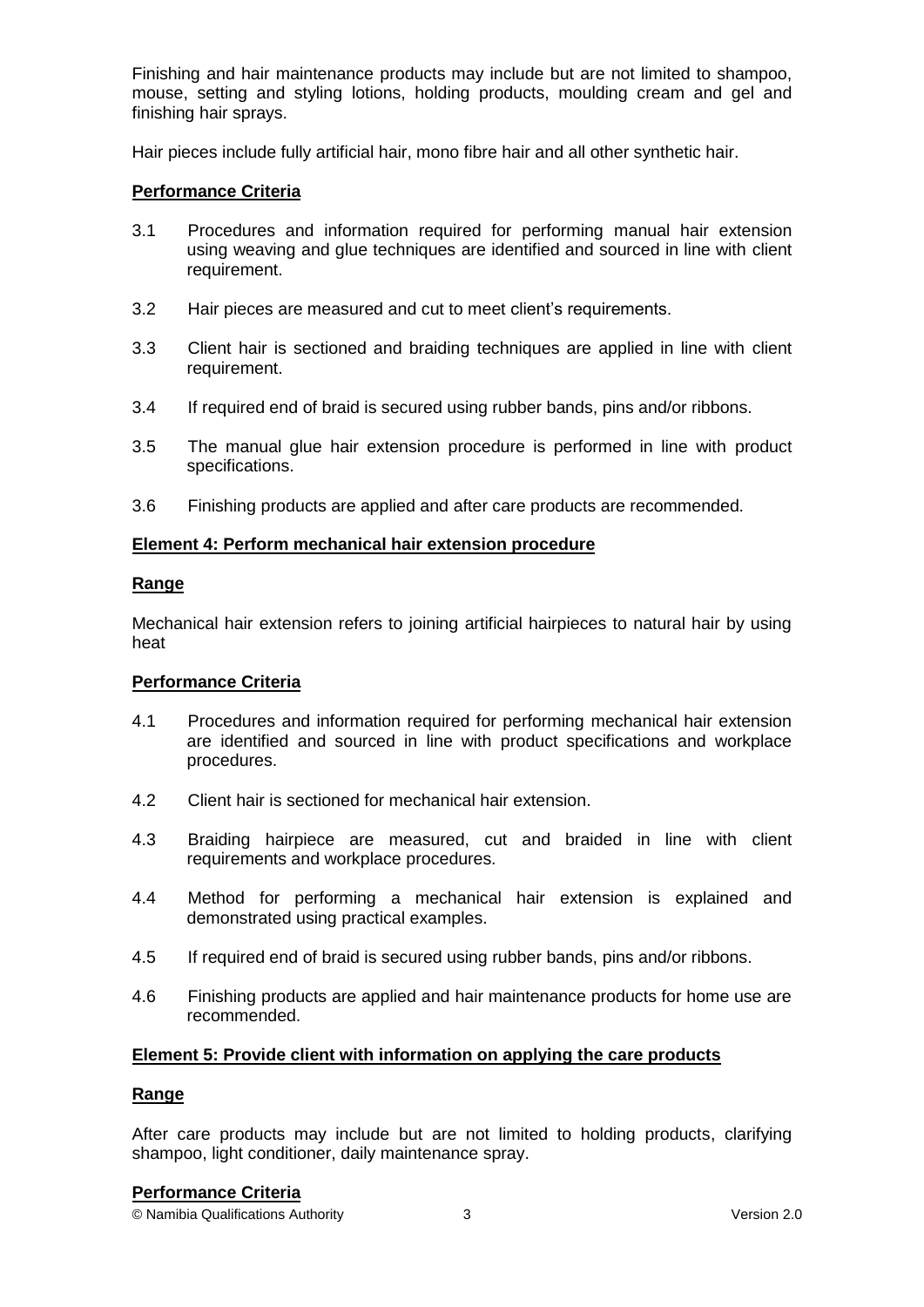Finishing and hair maintenance products may include but are not limited to shampoo, mouse, setting and styling lotions, holding products, moulding cream and gel and finishing hair sprays.

Hair pieces include fully artificial hair, mono fibre hair and all other synthetic hair.

**Performance Criteria**

3.1 Procedures and information required for performing manual hair extension using weaving and glue techniques are identified and sourced in line with client requirement.

3.2 Hair pieces are measured and cut to meet client's requirements.

3.3 Client hair is sectioned and braiding techniques are applied in line with client requirement.

3.4 If required end of braid is secured using rubber bands, pins and/or ribbons.

3.5 The manual glue hair extension procedure is performed in line with product specifications.

3.6 Finishing products are applied and after care products are recommended.

**Element 4: Perform mechanical hair extension procedure**

**Range**

Mechanical hair extension refers to joining artificial hairpieces to natural hair by using heat

**Performance Criteria**

4.1 Procedures and information required for performing mechanical hair extension are identified and sourced in line with product specifications and workplace procedures.

4.2 Client hair is sectioned for mechanical hair extension.

4.3 Braiding hairpiece are measured, cut and braided in line with client requirements and workplace procedures.

4.4 Method for performing a mechanical hair extension is explained and demonstrated using practical examples.

4.5 If required end of braid is secured using rubber bands, pins and/or ribbons.

4.6 Finishing products are applied and hair maintenance products for home use are recommended.

**Element 5: Provide client with information on applying the care products**

**Range**

After care products may include but are not limited to holding products, clarifying shampoo, light conditioner, daily maintenance spray.

**Performance Criteria**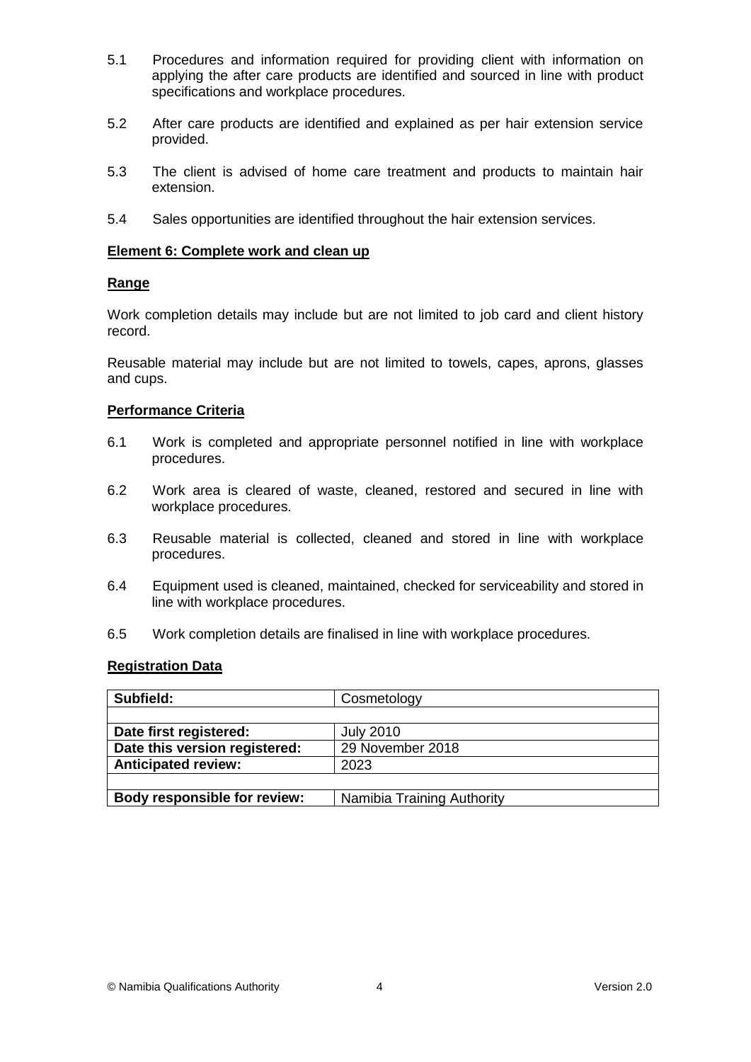5.1 Procedures and information required for providing client with information on applying the after care products are identified and sourced in line with product specifications and workplace procedures.

5.2 After care products are identified and explained as per hair extension service provided.

5.3 The client is advised of home care treatment and products to maintain hair extension.

5.4 Sales opportunities are identified throughout the hair extension services.

**Element 6: Complete work and clean up**

**Range**

Work completion details may include but are not limited to job card and client history record.

Reusable material may include but are not limited to towels, capes, aprons, glasses and cups.

**Performance Criteria**

6.1 Work is completed and appropriate personnel notified in line with workplace procedures.

6.2 Work area is cleared of waste, cleaned, restored and secured in line with workplace procedures.

6.3 Reusable material is collected, cleaned and stored in line with workplace procedures.

6.4 Equipment used is cleaned, maintained, checked for serviceability and stored in line with workplace procedures.

6.5 Work completion details are finalised in line with workplace procedures.

**Registration Data**

| | |
|---|---|
| **Subfield:** | Cosmetology |
| | |
| **Date first registered:** | July 2010 |
| **Date this version registered:** | 29 November 2018 |
| **Anticipated review:** | 2023 |
| | |
| **Body responsible for review:** | Namibia Training Authority |